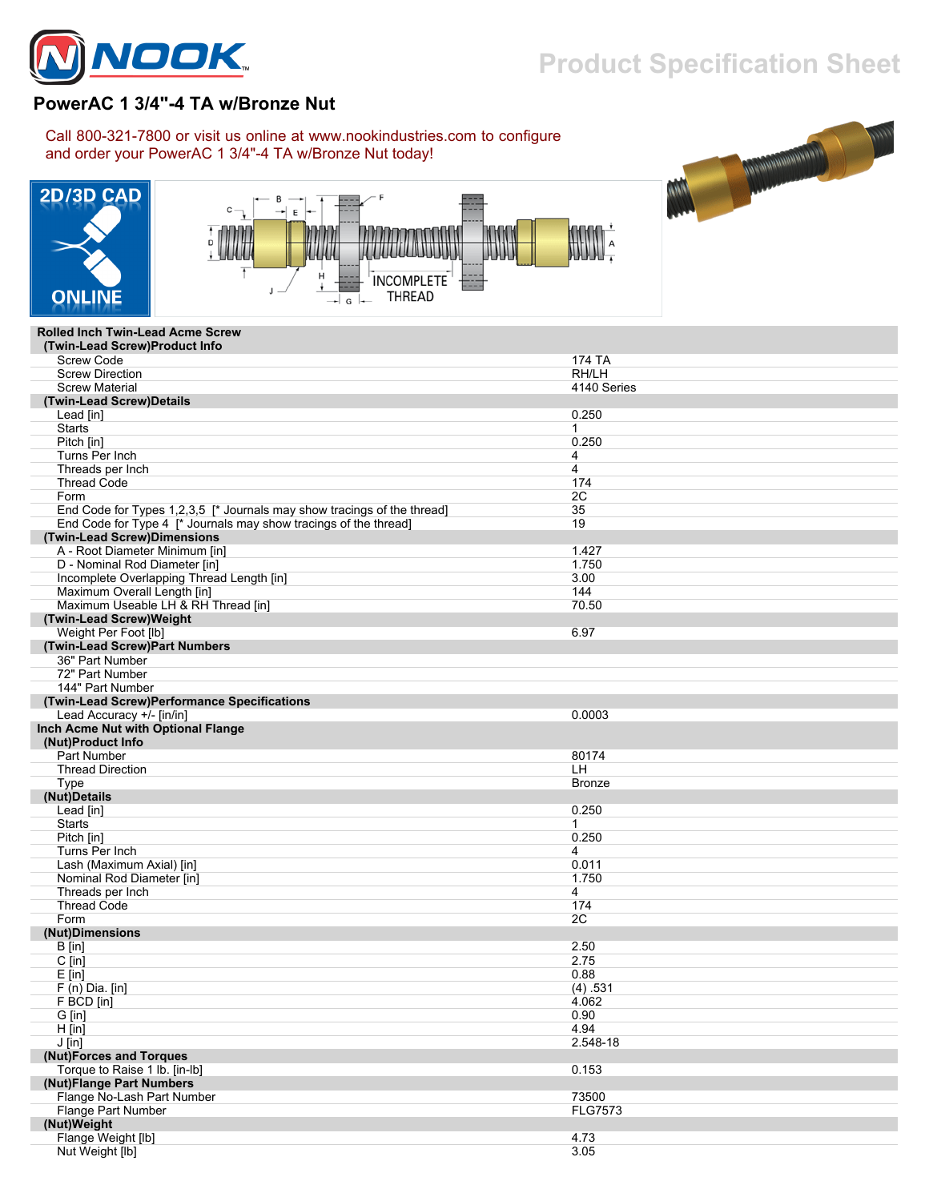# PowerAC 1 3/4"-4 TA w/Bronze Nut

Call 800-321-7800 or visit us online at www.nookindustries.com to configure and order your PowerAC 1 3/4"-4 TA w/Bronze Nut today!

| Rolled Inch Twin-Lead Acme Screw | |
|---|---|
| **(Twin-Lead Screw)Product Info** | |
| Screw Code | 174 TA |
| Screw Direction | RH/LH |
| Screw Material | 4140 Series |
| **(Twin-Lead Screw)Details** | |
| Lead [in] | 0.250 |
| Starts | 1 |
| Pitch [in] | 0.250 |
| Turns Per Inch | 4 |
| Threads per Inch | 4 |
| Thread Code | 174 |
| Form | 2C |
| End Code for Types 1,2,3,5 [* Journals may show tracings of the thread] | 35 |
| End Code for Type 4 [* Journals may show tracings of the thread] | 19 |
| **(Twin-Lead Screw)Dimensions** | |
| A - Root Diameter Minimum [in] | 1.427 |
| D - Nominal Rod Diameter [in] | 1.750 |
| Incomplete Overlapping Thread Length [in] | 3.00 |
| Maximum Overall Length [in] | 144 |
| Maximum Useable LH & RH Thread [in] | 70.50 |
| **(Twin-Lead Screw)Weight** | |
| Weight Per Foot [lb] | 6.97 |
| **(Twin-Lead Screw)Part Numbers** | |
| 36" Part Number | |
| 72" Part Number | |
| 144" Part Number | |
| **(Twin-Lead Screw)Performance Specifications** | |
| Lead Accuracy +/- [in/in] | 0.0003 |

| Inch Acme Nut with Optional Flange | |
|---|---|
| **(Nut)Product Info** | |
| Part Number | 80174 |
| Thread Direction | LH |
| Type | Bronze |
| **(Nut)Details** | |
| Lead [in] | 0.250 |
| Starts | 1 |
| Pitch [in] | 0.250 |
| Turns Per Inch | 4 |
| Lash (Maximum Axial) [in] | 0.011 |
| Nominal Rod Diameter [in] | 1.750 |
| Threads per Inch | 4 |
| Thread Code | 174 |
| Form | 2C |
| **(Nut)Dimensions** | |
| B [in] | 2.50 |
| C [in] | 2.75 |
| E [in] | 0.88 |
| F (n) Dia. [in] | (4) .531 |
| F BCD [in] | 4.062 |
| G [in] | 0.90 |
| H [in] | 4.94 |
| J [in] | 2.548-18 |
| **(Nut)Forces and Torques** | |
| Torque to Raise 1 lb. [in-lb] | 0.153 |
| **(Nut)Flange Part Numbers** | |
| Flange No-Lash Part Number | 73500 |
| Flange Part Number | FLG7573 |
| **(Nut)Weight** | |
| Flange Weight [lb] | 4.73 |
| Nut Weight [lb] | 3.05 |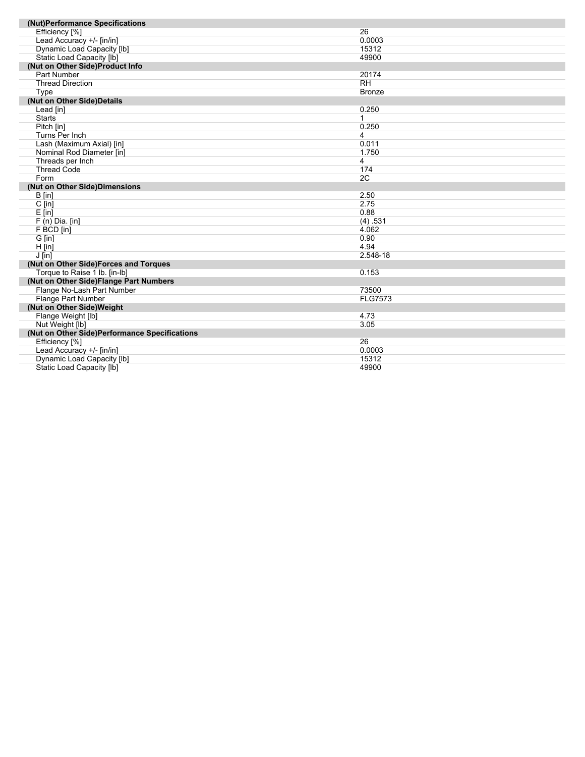| | |
|---|---|
| **(Nut)Performance Specifications** | |
| Efficiency [%] | 26 |
| Lead Accuracy +/- [in/in] | 0.0003 |
| Dynamic Load Capacity [lb] | 15312 |
| Static Load Capacity [lb] | 49900 |
| **(Nut on Other Side)Product Info** | |
| Part Number | 20174 |
| Thread Direction | RH |
| Type | Bronze |
| **(Nut on Other Side)Details** | |
| Lead [in] | 0.250 |
| Starts | 1 |
| Pitch [in] | 0.250 |
| Turns Per Inch | 4 |
| Lash (Maximum Axial) [in] | 0.011 |
| Nominal Rod Diameter [in] | 1.750 |
| Threads per Inch | 4 |
| Thread Code | 174 |
| Form | 2C |
| **(Nut on Other Side)Dimensions** | |
| B [in] | 2.50 |
| C [in] | 2.75 |
| E [in] | 0.88 |
| F (n) Dia. [in] | (4) .531 |
| F BCD [in] | 4.062 |
| G [in] | 0.90 |
| H [in] | 4.94 |
| J [in] | 2.548-18 |
| **(Nut on Other Side)Forces and Torques** | |
| Torque to Raise 1 lb. [in-lb] | 0.153 |
| **(Nut on Other Side)Flange Part Numbers** | |
| Flange No-Lash Part Number | 73500 |
| Flange Part Number | FLG7573 |
| **(Nut on Other Side)Weight** | |
| Flange Weight [lb] | 4.73 |
| Nut Weight [lb] | 3.05 |
| **(Nut on Other Side)Performance Specifications** | |
| Efficiency [%] | 26 |
| Lead Accuracy +/- [in/in] | 0.0003 |
| Dynamic Load Capacity [lb] | 15312 |
| Static Load Capacity [lb] | 49900 |